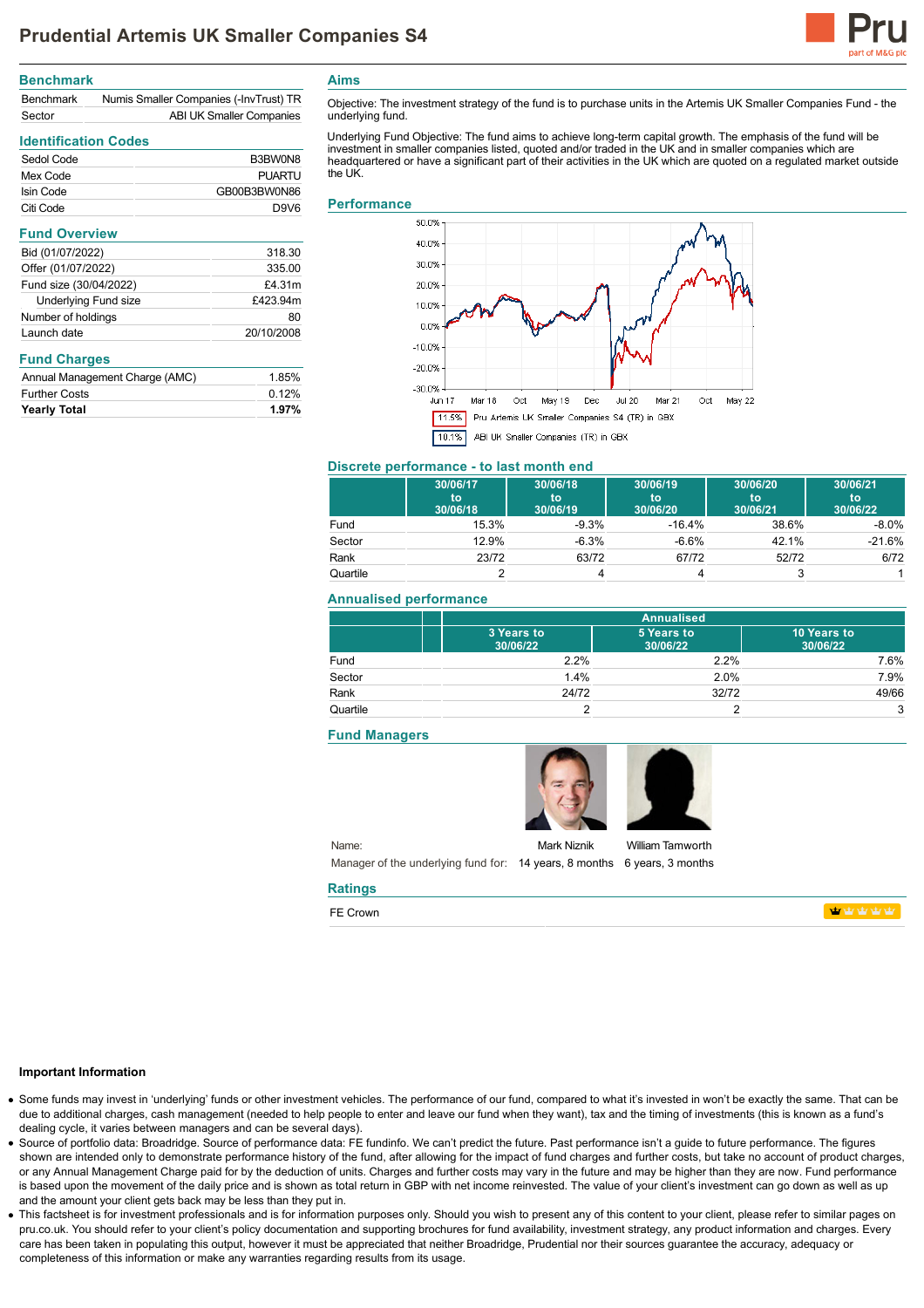# Prudential Artemis UK Smaller Companies S4

## Benchmark

| | |
|---|---|
| Benchmark | Numis Smaller Companies (-InvTrust) TR |
| Sector | ABI UK Smaller Companies |

## Identification Codes

| | |
|---|---|
| Sedol Code | B3BW0N8 |
| Mex Code | PUARTU |
| Isin Code | GB00B3BW0N86 |
| Citi Code | D9V6 |

## Fund Overview

| | |
|---|---|
| Bid (01/07/2022) | 318.30 |
| Offer (01/07/2022) | 335.00 |
| Fund size (30/04/2022) | £4.31m |
| Underlying Fund size | £423.94m |
| Number of holdings | 80 |
| Launch date | 20/10/2008 |

## Fund Charges

| | |
|---|---|
| Annual Management Charge (AMC) | 1.85% |
| Further Costs | 0.12% |
| **Yearly Total** | **1.97%** |

## Aims

Objective: The investment strategy of the fund is to purchase units in the Artemis UK Smaller Companies Fund - the underlying fund.

Underlying Fund Objective: The fund aims to achieve long-term capital growth. The emphasis of the fund will be investment in smaller companies listed, quoted and/or traded in the UK and in smaller companies which are headquartered or have a significant part of their activities in the UK which are quoted on a regulated market outside the UK.

## Performance

11.5% Pru Artemis UK Smaller Companies S4 (TR) in GBX

10.1% ABI UK Smaller Companies (TR) in GBX

## Discrete performance - to last month end

| | 30/06/17 to 30/06/18 | 30/06/18 to 30/06/19 | 30/06/19 to 30/06/20 | 30/06/20 to 30/06/21 | 30/06/21 to 30/06/22 |
|---|---|---|---|---|---|
| Fund | 15.3% | -9.3% | -16.4% | 38.6% | -8.0% |
| Sector | 12.9% | -6.3% | -6.6% | 42.1% | -21.6% |
| Rank | 23/72 | 63/72 | 67/72 | 52/72 | 6/72 |
| Quartile | 2 | 4 | 4 | 3 | 1 |

## Annualised performance

| | Annualised | | |
|---|---|---|---|
| | 3 Years to 30/06/22 | 5 Years to 30/06/22 | 10 Years to 30/06/22 |
| Fund | 2.2% | 2.2% | 7.6% |
| Sector | 1.4% | 2.0% | 7.9% |
| Rank | 24/72 | 32/72 | 49/66 |
| Quartile | 2 | 2 | 3 |

## Fund Managers

| | | |
|---|---|---|
| Name: | Mark Niznik | William Tamworth |
| Manager of the underlying fund for: | 14 years, 8 months | 6 years, 3 months |

## Ratings

| | |
|---|---|
| FE Crown | |

### Important Information

- Some funds may invest in 'underlying' funds or other investment vehicles. The performance of our fund, compared to what it's invested in won't be exactly the same. That can be due to additional charges, cash management (needed to help people to enter and leave our fund when they want), tax and the timing of investments (this is known as a fund's dealing cycle, it varies between managers and can be several days).
- Source of portfolio data: Broadridge. Source of performance data: FE fundinfo. We can't predict the future. Past performance isn't a guide to future performance. The figures shown are intended only to demonstrate performance history of the fund, after allowing for the impact of fund charges and further costs, but take no account of product charges, or any Annual Management Charge paid for by the deduction of units. Charges and further costs may vary in the future and may be higher than they are now. Fund performance is based upon the movement of the daily price and is shown as total return in GBP with net income reinvested. The value of your client's investment can go down as well as up and the amount your client gets back may be less than they put in.
- This factsheet is for investment professionals and is for information purposes only. Should you wish to present any of this content to your client, please refer to similar pages on pru.co.uk. You should refer to your client's policy documentation and supporting brochures for fund availability, investment strategy, any product information and charges. Every care has been taken in populating this output, however it must be appreciated that neither Broadridge, Prudential nor their sources guarantee the accuracy, adequacy or completeness of this information or make any warranties regarding results from its usage.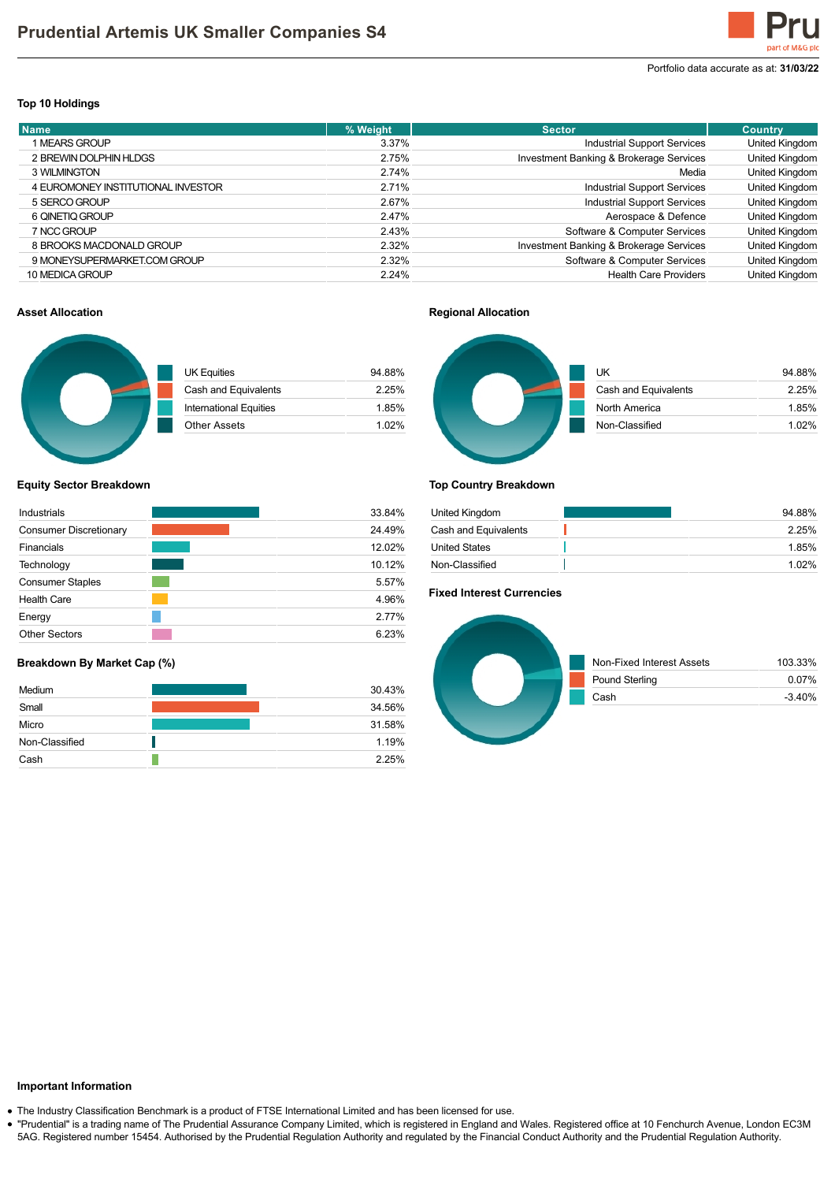# Prudential Artemis UK Smaller Companies S4

Portfolio data accurate as at: **31/03/22**

## Top 10 Holdings

| Name | % Weight | Sector | Country |
|---|---|---|---|
| 1 MEARS GROUP | 3.37% | Industrial Support Services | United Kingdom |
| 2 BREWIN DOLPHIN HLDGS | 2.75% | Investment Banking & Brokerage Services | United Kingdom |
| 3 WILMINGTON | 2.74% | Media | United Kingdom |
| 4 EUROMONEY INSTITUTIONAL INVESTOR | 2.71% | Industrial Support Services | United Kingdom |
| 5 SERCO GROUP | 2.67% | Industrial Support Services | United Kingdom |
| 6 QINETIQ GROUP | 2.47% | Aerospace & Defence | United Kingdom |
| 7 NCC GROUP | 2.43% | Software & Computer Services | United Kingdom |
| 8 BROOKS MACDONALD GROUP | 2.32% | Investment Banking & Brokerage Services | United Kingdom |
| 9 MONEYSUPERMARKET.COM GROUP | 2.32% | Software & Computer Services | United Kingdom |
| 10 MEDICA GROUP | 2.24% | Health Care Providers | United Kingdom |

## Asset Allocation

UK Equities 94.88%
Cash and Equivalents 2.25%
International Equities 1.85%
Other Assets 1.02%

## Regional Allocation

UK 94.88%
Cash and Equivalents 2.25%
North America 1.85%
Non-Classified 1.02%

## Equity Sector Breakdown

Industrials 33.84%
Consumer Discretionary 24.49%
Financials 12.02%
Technology 10.12%
Consumer Staples 5.57%
Health Care 4.96%
Energy 2.77%
Other Sectors 6.23%

## Top Country Breakdown

United Kingdom 94.88%
Cash and Equivalents 2.25%
United States 1.85%
Non-Classified 1.02%

## Breakdown By Market Cap (%)

Medium 30.43%
Small 34.56%
Micro 31.58%
Non-Classified 1.19%
Cash 2.25%

## Fixed Interest Currencies

Non-Fixed Interest Assets 103.33%
Pound Sterling 0.07%
Cash -3.40%

## Important Information

- The Industry Classification Benchmark is a product of FTSE International Limited and has been licensed for use.
- "Prudential" is a trading name of The Prudential Assurance Company Limited, which is registered in England and Wales. Registered office at 10 Fenchurch Avenue, London EC3M 5AG. Registered number 15454. Authorised by the Prudential Regulation Authority and regulated by the Financial Conduct Authority and the Prudential Regulation Authority.